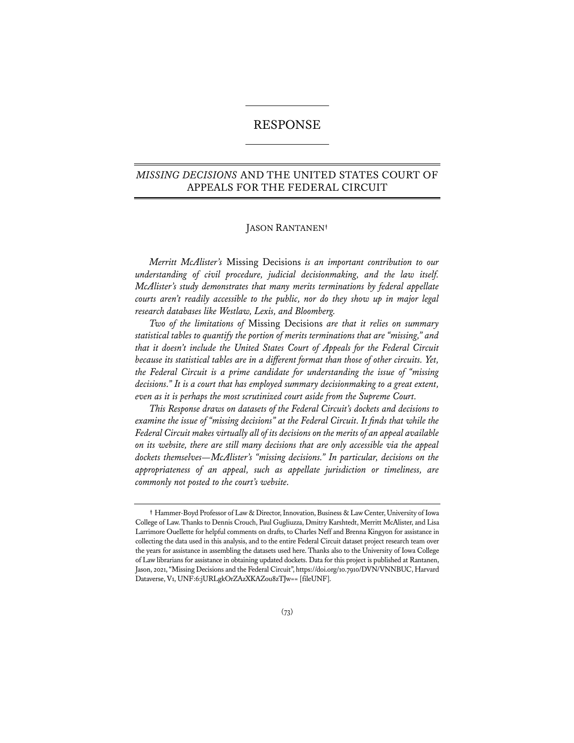# RESPONSE

## *MISSING DECISIONS* AND THE UNITED STATES COURT OF APPEALS FOR THE FEDERAL CIRCUIT

JASON RANTANEN†

*Merritt McAlister's* Missing Decisions *is an important contribution to our understanding of civil procedure, judicial decisionmaking, and the law itself. McAlister's study demonstrates that many merits terminations by federal appellate courts aren't readily accessible to the public, nor do they show up in major legal research databases like Westlaw, Lexis, and Bloomberg.*

*Two of the limitations of* Missing Decisions *are that it relies on summary statistical tables to quantify the portion of merits terminations that are "missing," and that it doesn't include the United States Court of Appeals for the Federal Circuit because its statistical tables are in a different format than those of other circuits. Yet, the Federal Circuit is a prime candidate for understanding the issue of "missing decisions." It is a court that has employed summary decisionmaking to a great extent, even as it is perhaps the most scrutinized court aside from the Supreme Court.*

*This Response draws on datasets of the Federal Circuit's dockets and decisions to examine the issue of "missing decisions" at the Federal Circuit. It finds that while the Federal Circuit makes virtually all of its decisions on the merits of an appeal available on its website, there are still many decisions that are only accessible via the appeal dockets themselves—McAlister's "missing decisions." In particular, decisions on the appropriateness of an appeal, such as appellate jurisdiction or timeliness, are commonly not posted to the court's website.*

---

† Hammer-Boyd Professor of Law & Director, Innovation, Business & Law Center, University of Iowa College of Law. Thanks to Dennis Crouch, Paul Gugliuzza, Dmitry Karshtedt, Merritt McAlister, and Lisa Larrimore Ouellette for helpful comments on drafts, to Charles Neff and Brenna Kingyon for assistance in collecting the data used in this analysis, and to the entire Federal Circuit dataset project research team over the years for assistance in assembling the datasets used here. Thanks also to the University of Iowa College of Law librarians for assistance in obtaining updated dockets. Data for this project is published at Rantanen, Jason, 2021, "Missing Decisions and the Federal Circuit", https://doi.org/10.7910/DVN/VNNBUC, Harvard Dataverse, V1, UNF:6:jURLgkOrZAzXKAZou8zTJw== [fileUNF].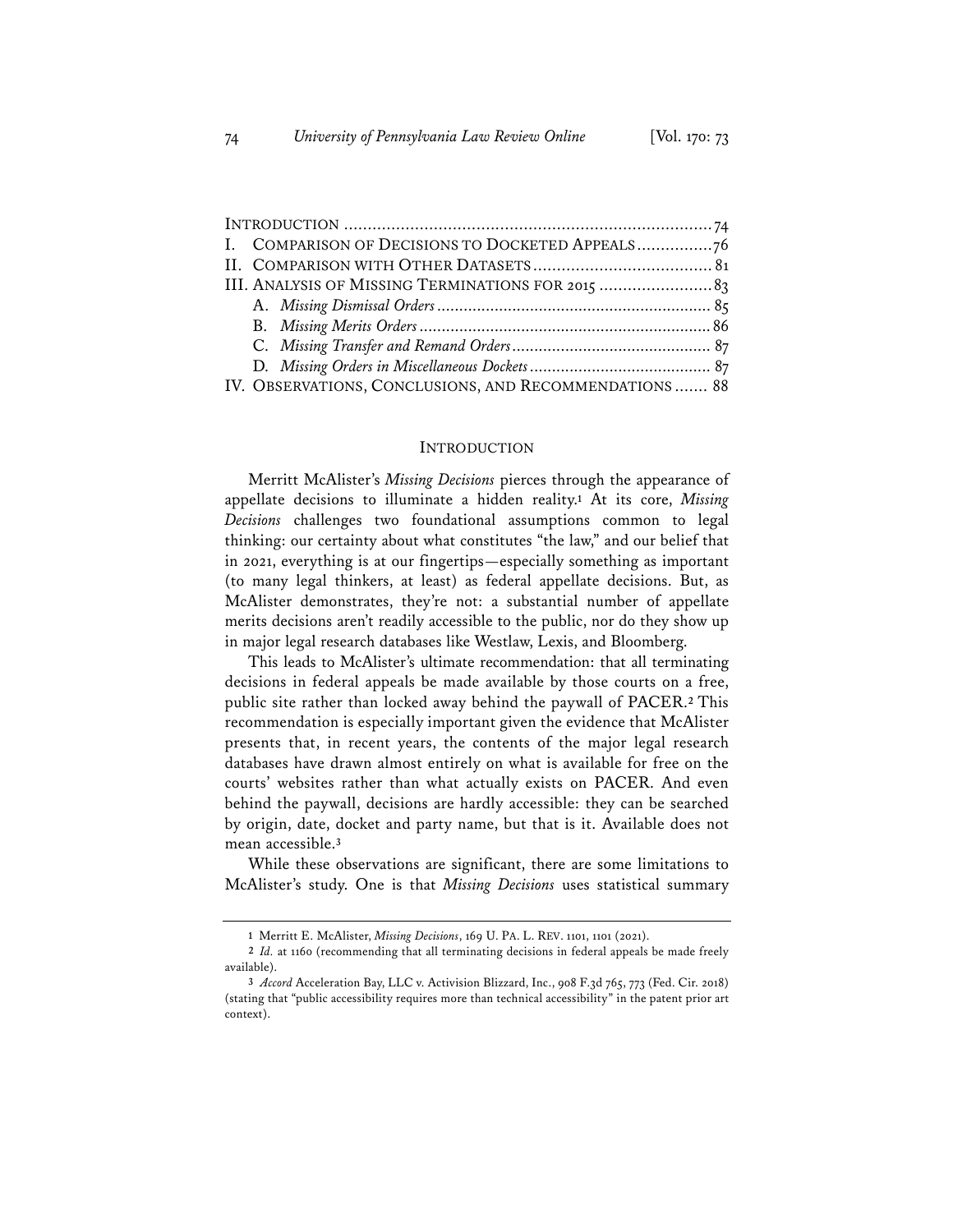| | |
|---|---|
| INTRODUCTION | 74 |
| I. COMPARISON OF DECISIONS TO DOCKETED APPEALS | 76 |
| II. COMPARISON WITH OTHER DATASETS | 81 |
| III. ANALYSIS OF MISSING TERMINATIONS FOR 2015 | 83 |
| A. *Missing Dismissal Orders* | 85 |
| B. *Missing Merits Orders* | 86 |
| C. *Missing Transfer and Remand Orders* | 87 |
| D. *Missing Orders in Miscellaneous Dockets* | 87 |
| IV. OBSERVATIONS, CONCLUSIONS, AND RECOMMENDATIONS | 88 |

## INTRODUCTION

Merritt McAlister's *Missing Decisions* pierces through the appearance of appellate decisions to illuminate a hidden reality.[1] At its core, *Missing Decisions* challenges two foundational assumptions common to legal thinking: our certainty about what constitutes "the law," and our belief that in 2021, everything is at our fingertips—especially something as important (to many legal thinkers, at least) as federal appellate decisions. But, as McAlister demonstrates, they're not: a substantial number of appellate merits decisions aren't readily accessible to the public, nor do they show up in major legal research databases like Westlaw, Lexis, and Bloomberg.

This leads to McAlister's ultimate recommendation: that all terminating decisions in federal appeals be made available by those courts on a free, public site rather than locked away behind the paywall of PACER.[2] This recommendation is especially important given the evidence that McAlister presents that, in recent years, the contents of the major legal research databases have drawn almost entirely on what is available for free on the courts' websites rather than what actually exists on PACER. And even behind the paywall, decisions are hardly accessible: they can be searched by origin, date, docket and party name, but that is it. Available does not mean accessible.[3]

While these observations are significant, there are some limitations to McAlister's study. One is that *Missing Decisions* uses statistical summary

---

[1] Merritt E. McAlister, *Missing Decisions*, 169 U. PA. L. REV. 1101, 1101 (2021).

[2] *Id.* at 1160 (recommending that all terminating decisions in federal appeals be made freely available).

[3] *Accord* Acceleration Bay, LLC v. Activision Blizzard, Inc., 908 F.3d 765, 773 (Fed. Cir. 2018) (stating that "public accessibility requires more than technical accessibility" in the patent prior art context).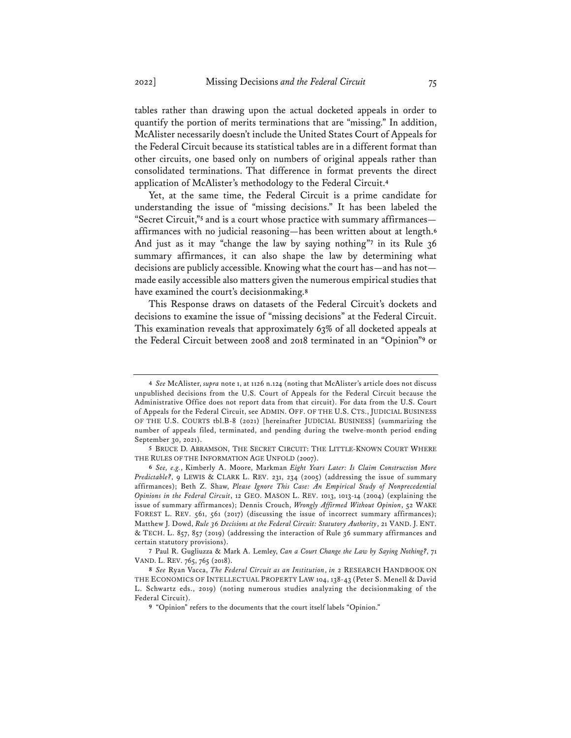tables rather than drawing upon the actual docketed appeals in order to quantify the portion of merits terminations that are "missing." In addition, McAlister necessarily doesn't include the United States Court of Appeals for the Federal Circuit because its statistical tables are in a different format than other circuits, one based only on numbers of original appeals rather than consolidated terminations. That difference in format prevents the direct application of McAlister's methodology to the Federal Circuit.[4]

Yet, at the same time, the Federal Circuit is a prime candidate for understanding the issue of "missing decisions." It has been labeled the "Secret Circuit,"[5] and is a court whose practice with summary affirmances—affirmances with no judicial reasoning—has been written about at length.[6] And just as it may "change the law by saying nothing"[7] in its Rule 36 summary affirmances, it can also shape the law by determining what decisions are publicly accessible. Knowing what the court has—and has not—made easily accessible also matters given the numerous empirical studies that have examined the court's decisionmaking.[8]

This Response draws on datasets of the Federal Circuit's dockets and decisions to examine the issue of "missing decisions" at the Federal Circuit. This examination reveals that approximately 63% of all docketed appeals at the Federal Circuit between 2008 and 2018 terminated in an "Opinion"[9] or

---

[4] *See* McAlister, *supra* note 1, at 1126 n.124 (noting that McAlister's article does not discuss unpublished decisions from the U.S. Court of Appeals for the Federal Circuit because the Administrative Office does not report data from that circuit). For data from the U.S. Court of Appeals for the Federal Circuit, see ADMIN. OFF. OF THE U.S. CTS., JUDICIAL BUSINESS OF THE U.S. COURTS tbl.B-8 (2021) [hereinafter JUDICIAL BUSINESS] (summarizing the number of appeals filed, terminated, and pending during the twelve-month period ending September 30, 2021).

[5] BRUCE D. ABRAMSON, THE SECRET CIRCUIT: THE LITTLE-KNOWN COURT WHERE THE RULES OF THE INFORMATION AGE UNFOLD (2007).

[6] *See, e.g.*, Kimberly A. Moore, Markman *Eight Years Later: Is Claim Construction More Predictable?*, 9 LEWIS & CLARK L. REV. 231, 234 (2005) (addressing the issue of summary affirmances); Beth Z. Shaw, *Please Ignore This Case: An Empirical Study of Nonprecedential Opinions in the Federal Circuit*, 12 GEO. MASON L. REV. 1013, 1013-14 (2004) (explaining the issue of summary affirmances); Dennis Crouch, *Wrongly Affirmed Without Opinion*, 52 WAKE FOREST L. REV. 561, 561 (2017) (discussing the issue of incorrect summary affirmances); Matthew J. Dowd, *Rule 36 Decisions at the Federal Circuit: Statutory Authority*, 21 VAND. J. ENT. & TECH. L. 857, 857 (2019) (addressing the interaction of Rule 36 summary affirmances and certain statutory provisions).

[7] Paul R. Gugliuzza & Mark A. Lemley, *Can a Court Change the Law by Saying Nothing?*, 71 VAND. L. REV. 765, 765 (2018).

[8] *See* Ryan Vacca, *The Federal Circuit as an Institution*, *in* 2 RESEARCH HANDBOOK ON THE ECONOMICS OF INTELLECTUAL PROPERTY LAW 104, 138-43 (Peter S. Menell & David L. Schwartz eds., 2019) (noting numerous studies analyzing the decisionmaking of the Federal Circuit).

[9] "Opinion" refers to the documents that the court itself labels "Opinion."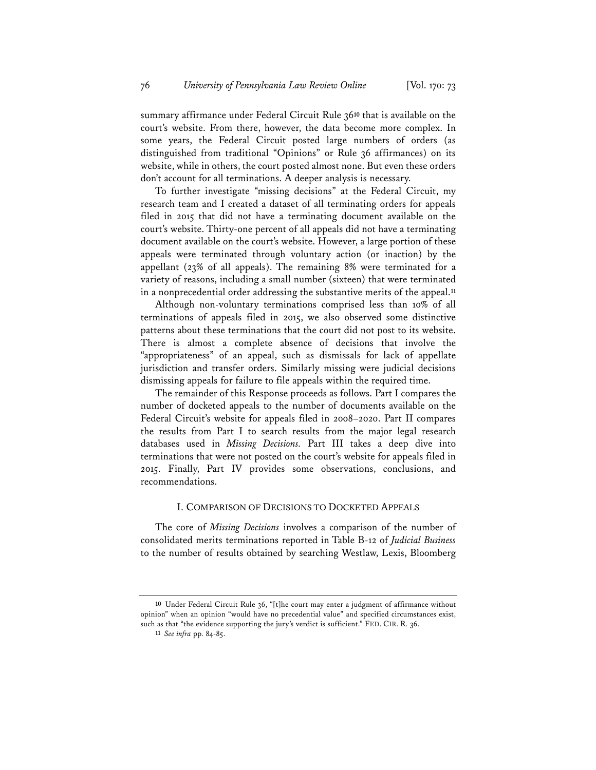summary affirmance under Federal Circuit Rule 36[10] that is available on the court's website. From there, however, the data become more complex. In some years, the Federal Circuit posted large numbers of orders (as distinguished from traditional "Opinions" or Rule 36 affirmances) on its website, while in others, the court posted almost none. But even these orders don't account for all terminations. A deeper analysis is necessary.

To further investigate "missing decisions" at the Federal Circuit, my research team and I created a dataset of all terminating orders for appeals filed in 2015 that did not have a terminating document available on the court's website. Thirty-one percent of all appeals did not have a terminating document available on the court's website. However, a large portion of these appeals were terminated through voluntary action (or inaction) by the appellant (23% of all appeals). The remaining 8% were terminated for a variety of reasons, including a small number (sixteen) that were terminated in a nonprecedential order addressing the substantive merits of the appeal.[11]

Although non-voluntary terminations comprised less than 10% of all terminations of appeals filed in 2015, we also observed some distinctive patterns about these terminations that the court did not post to its website. There is almost a complete absence of decisions that involve the "appropriateness" of an appeal, such as dismissals for lack of appellate jurisdiction and transfer orders. Similarly missing were judicial decisions dismissing appeals for failure to file appeals within the required time.

The remainder of this Response proceeds as follows. Part I compares the number of docketed appeals to the number of documents available on the Federal Circuit's website for appeals filed in 2008–2020. Part II compares the results from Part I to search results from the major legal research databases used in *Missing Decisions.* Part III takes a deep dive into terminations that were not posted on the court's website for appeals filed in 2015. Finally, Part IV provides some observations, conclusions, and recommendations.

## I. Comparison of Decisions to Docketed Appeals

The core of *Missing Decisions* involves a comparison of the number of consolidated merits terminations reported in Table B-12 of *Judicial Business* to the number of results obtained by searching Westlaw, Lexis, Bloomberg

---

[10] Under Federal Circuit Rule 36, "[t]he court may enter a judgment of affirmance without opinion" when an opinion "would have no precedential value" and specified circumstances exist, such as that "the evidence supporting the jury's verdict is sufficient." FED. CIR. R. 36.

[11] *See infra* pp. 84-85.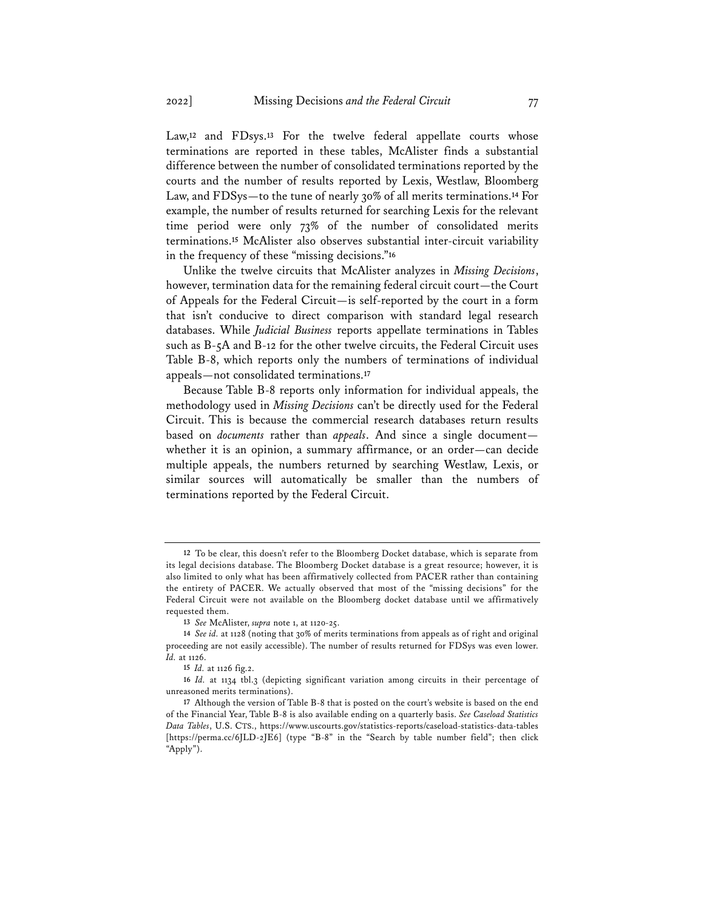Law,[12] and FDsys.[13] For the twelve federal appellate courts whose terminations are reported in these tables, McAlister finds a substantial difference between the number of consolidated terminations reported by the courts and the number of results reported by Lexis, Westlaw, Bloomberg Law, and FDSys—to the tune of nearly 30% of all merits terminations.[14] For example, the number of results returned for searching Lexis for the relevant time period were only 73% of the number of consolidated merits terminations.[15] McAlister also observes substantial inter-circuit variability in the frequency of these "missing decisions."[16]

Unlike the twelve circuits that McAlister analyzes in *Missing Decisions*, however, termination data for the remaining federal circuit court—the Court of Appeals for the Federal Circuit—is self-reported by the court in a form that isn't conducive to direct comparison with standard legal research databases. While *Judicial Business* reports appellate terminations in Tables such as B-5A and B-12 for the other twelve circuits, the Federal Circuit uses Table B-8, which reports only the numbers of terminations of individual appeals—not consolidated terminations.[17]

Because Table B-8 reports only information for individual appeals, the methodology used in *Missing Decisions* can't be directly used for the Federal Circuit. This is because the commercial research databases return results based on *documents* rather than *appeals*. And since a single document—whether it is an opinion, a summary affirmance, or an order—can decide multiple appeals, the numbers returned by searching Westlaw, Lexis, or similar sources will automatically be smaller than the numbers of terminations reported by the Federal Circuit.

---

12 To be clear, this doesn't refer to the Bloomberg Docket database, which is separate from its legal decisions database. The Bloomberg Docket database is a great resource; however, it is also limited to only what has been affirmatively collected from PACER rather than containing the entirety of PACER. We actually observed that most of the "missing decisions" for the Federal Circuit were not available on the Bloomberg docket database until we affirmatively requested them.

13 *See* McAlister, *supra* note 1, at 1120-25.

14 *See id.* at 1128 (noting that 30% of merits terminations from appeals as of right and original proceeding are not easily accessible). The number of results returned for FDSys was even lower. *Id.* at 1126.

15 *Id.* at 1126 fig.2.

16 *Id.* at 1134 tbl.3 (depicting significant variation among circuits in their percentage of unreasoned merits terminations).

17 Although the version of Table B-8 that is posted on the court's website is based on the end of the Financial Year, Table B-8 is also available ending on a quarterly basis. *See Caseload Statistics Data Tables*, U.S. CTS., https://www.uscourts.gov/statistics-reports/caseload-statistics-data-tables [https://perma.cc/6JLD-2JE6] (type "B-8" in the "Search by table number field"; then click "Apply").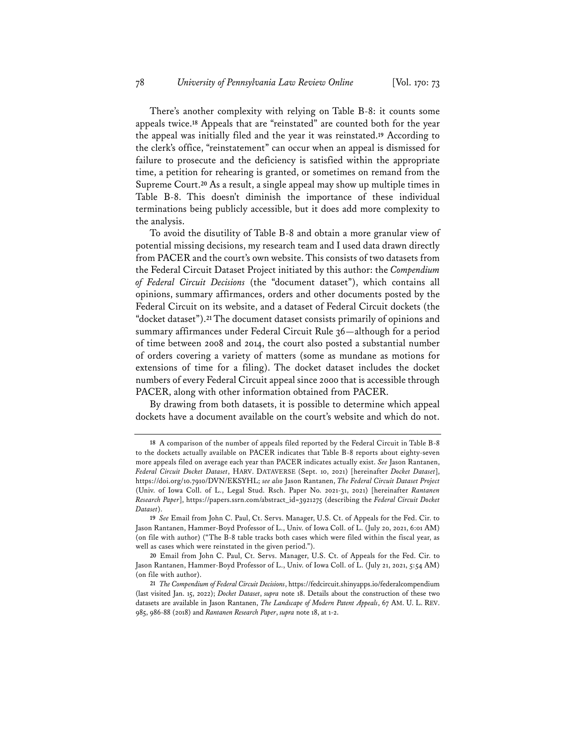There's another complexity with relying on Table B-8: it counts some appeals twice.[18] Appeals that are "reinstated" are counted both for the year the appeal was initially filed and the year it was reinstated.[19] According to the clerk's office, "reinstatement" can occur when an appeal is dismissed for failure to prosecute and the deficiency is satisfied within the appropriate time, a petition for rehearing is granted, or sometimes on remand from the Supreme Court.[20] As a result, a single appeal may show up multiple times in Table B-8. This doesn't diminish the importance of these individual terminations being publicly accessible, but it does add more complexity to the analysis.

To avoid the disutility of Table B-8 and obtain a more granular view of potential missing decisions, my research team and I used data drawn directly from PACER and the court's own website. This consists of two datasets from the Federal Circuit Dataset Project initiated by this author: the *Compendium of Federal Circuit Decisions* (the "document dataset"), which contains all opinions, summary affirmances, orders and other documents posted by the Federal Circuit on its website, and a dataset of Federal Circuit dockets (the "docket dataset").[21] The document dataset consists primarily of opinions and summary affirmances under Federal Circuit Rule 36—although for a period of time between 2008 and 2014, the court also posted a substantial number of orders covering a variety of matters (some as mundane as motions for extensions of time for a filing). The docket dataset includes the docket numbers of every Federal Circuit appeal since 2000 that is accessible through PACER, along with other information obtained from PACER.

By drawing from both datasets, it is possible to determine which appeal dockets have a document available on the court's website and which do not.

---

[18] A comparison of the number of appeals filed reported by the Federal Circuit in Table B-8 to the dockets actually available on PACER indicates that Table B-8 reports about eighty-seven more appeals filed on average each year than PACER indicates actually exist. *See* Jason Rantanen, *Federal Circuit Docket Dataset*, HARV. DATAVERSE (Sept. 10, 2021) [hereinafter *Docket Dataset*], https://doi.org/10.7910/DVN/EKSYHL; *see also* Jason Rantanen, *The Federal Circuit Dataset Project* (Univ. of Iowa Coll. of L., Legal Stud. Rsch. Paper No. 2021-31, 2021) [hereinafter *Rantanen Research Paper*], https://papers.ssrn.com/abstract_id=3921275 (describing the *Federal Circuit Docket Dataset*).

[19] *See* Email from John C. Paul, Ct. Servs. Manager, U.S. Ct. of Appeals for the Fed. Cir. to Jason Rantanen, Hammer-Boyd Professor of L., Univ. of Iowa Coll. of L. (July 20, 2021, 6:01 AM) (on file with author) ("The B-8 table tracks both cases which were filed within the fiscal year, as well as cases which were reinstated in the given period.").

[20] Email from John C. Paul, Ct. Servs. Manager, U.S. Ct. of Appeals for the Fed. Cir. to Jason Rantanen, Hammer-Boyd Professor of L., Univ. of Iowa Coll. of L. (July 21, 2021, 5:54 AM) (on file with author).

[21] *The Compendium of Federal Circuit Decisions*, https://fedcircuit.shinyapps.io/federalcompendium (last visited Jan. 15, 2022); *Docket Dataset*, *supra* note 18. Details about the construction of these two datasets are available in Jason Rantanen, *The Landscape of Modern Patent Appeals*, 67 AM. U. L. REV. 985, 986-88 (2018) and *Rantanen Research Paper*, *supra* note 18, at 1-2.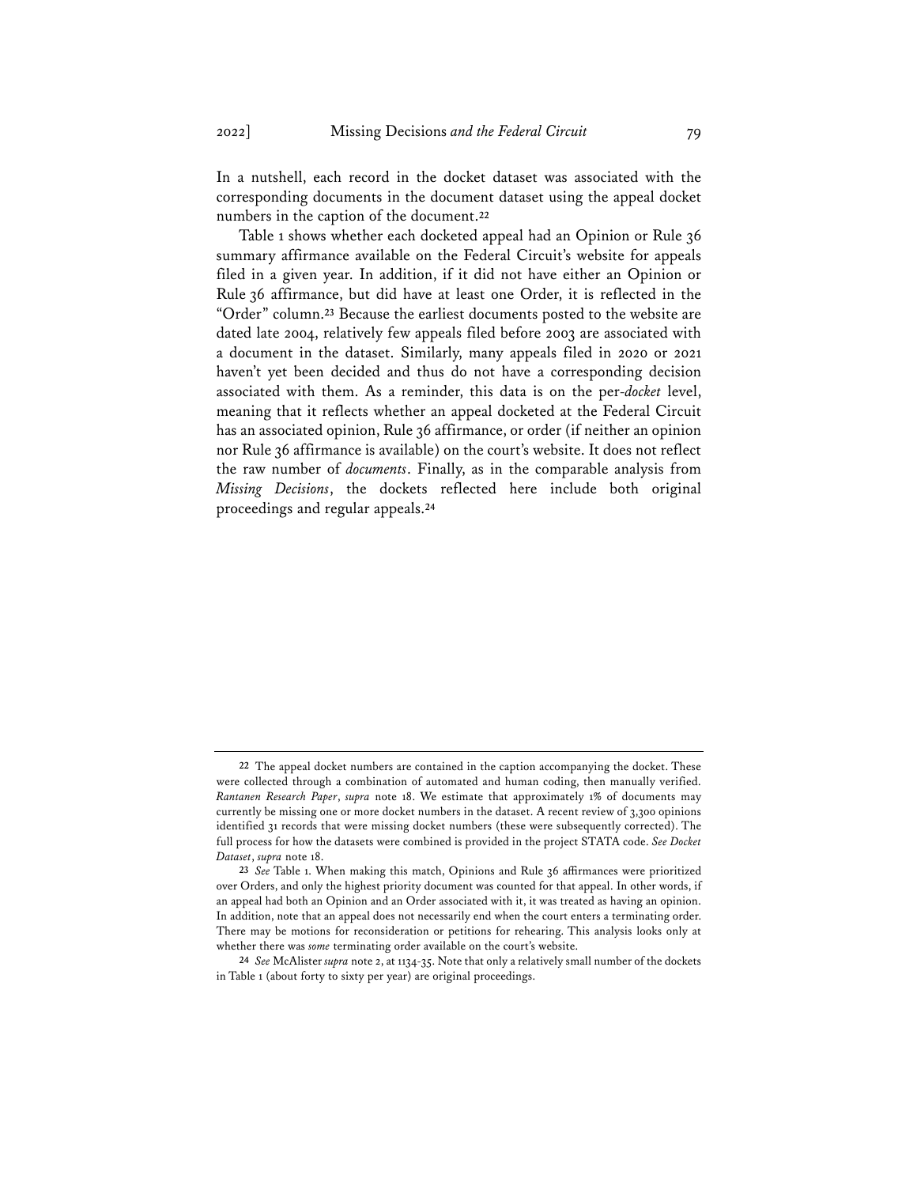In a nutshell, each record in the docket dataset was associated with the corresponding documents in the document dataset using the appeal docket numbers in the caption of the document.[22]

Table 1 shows whether each docketed appeal had an Opinion or Rule 36 summary affirmance available on the Federal Circuit's website for appeals filed in a given year. In addition, if it did not have either an Opinion or Rule 36 affirmance, but did have at least one Order, it is reflected in the "Order" column.[23] Because the earliest documents posted to the website are dated late 2004, relatively few appeals filed before 2003 are associated with a document in the dataset. Similarly, many appeals filed in 2020 or 2021 haven't yet been decided and thus do not have a corresponding decision associated with them. As a reminder, this data is on the per-*docket* level, meaning that it reflects whether an appeal docketed at the Federal Circuit has an associated opinion, Rule 36 affirmance, or order (if neither an opinion nor Rule 36 affirmance is available) on the court's website. It does not reflect the raw number of *documents*. Finally, as in the comparable analysis from *Missing Decisions*, the dockets reflected here include both original proceedings and regular appeals.[24]

---

22 The appeal docket numbers are contained in the caption accompanying the docket. These were collected through a combination of automated and human coding, then manually verified. *Rantanen Research Paper*, *supra* note 18. We estimate that approximately 1% of documents may currently be missing one or more docket numbers in the dataset. A recent review of 3,300 opinions identified 31 records that were missing docket numbers (these were subsequently corrected). The full process for how the datasets were combined is provided in the project STATA code. *See Docket Dataset*, *supra* note 18.

23 *See* Table 1. When making this match, Opinions and Rule 36 affirmances were prioritized over Orders, and only the highest priority document was counted for that appeal. In other words, if an appeal had both an Opinion and an Order associated with it, it was treated as having an opinion. In addition, note that an appeal does not necessarily end when the court enters a terminating order. There may be motions for reconsideration or petitions for rehearing. This analysis looks only at whether there was *some* terminating order available on the court's website.

24 *See* McAlister *supra* note 2, at 1134-35. Note that only a relatively small number of the dockets in Table 1 (about forty to sixty per year) are original proceedings.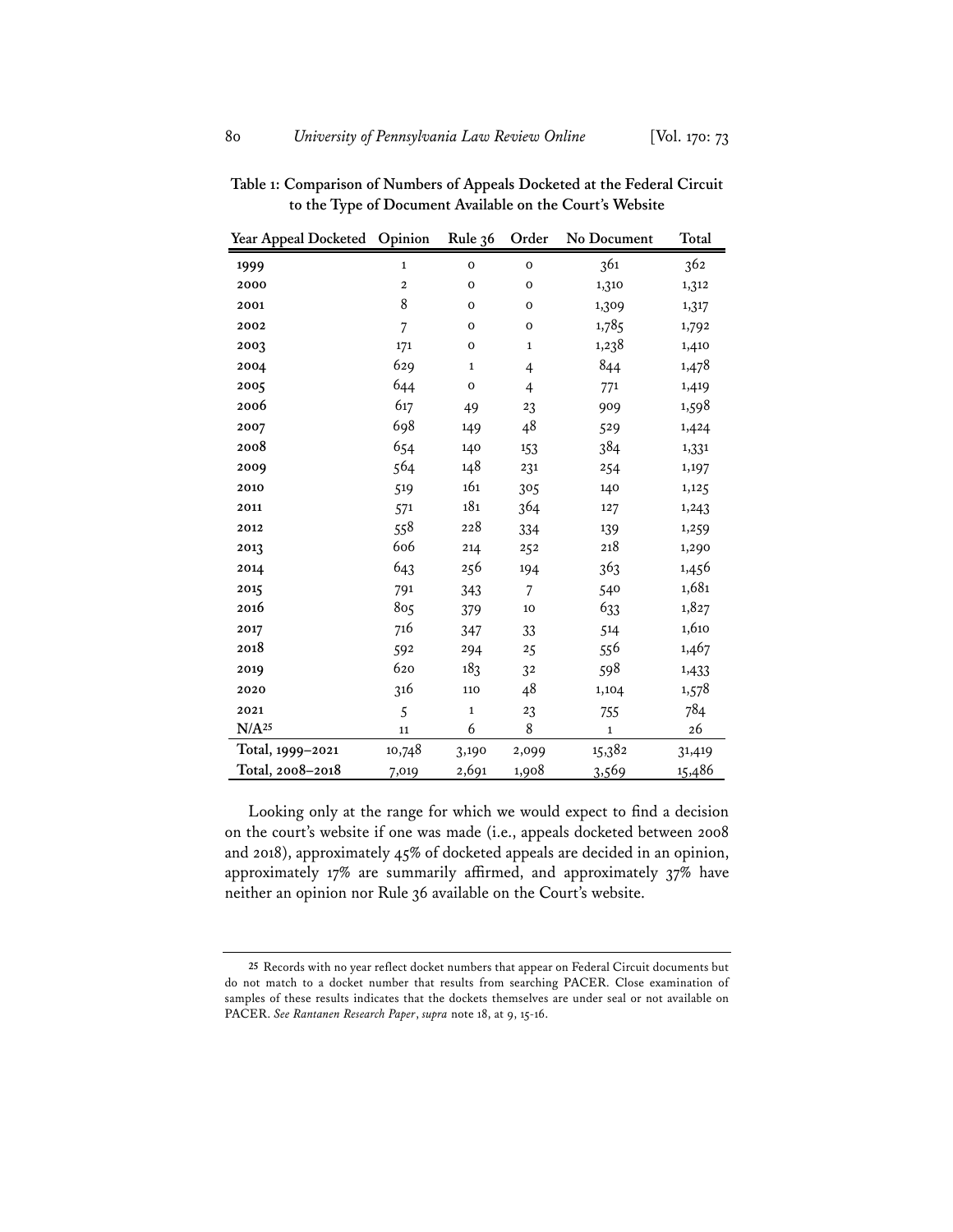**Table 1: Comparison of Numbers of Appeals Docketed at the Federal Circuit to the Type of Document Available on the Court's Website**

| Year Appeal Docketed | Opinion | Rule 36 | Order | No Document | Total |
|---|---|---|---|---|---|
| 1999 | 1 | 0 | 0 | 361 | 362 |
| 2000 | 2 | 0 | 0 | 1,310 | 1,312 |
| 2001 | 8 | 0 | 0 | 1,309 | 1,317 |
| 2002 | 7 | 0 | 0 | 1,785 | 1,792 |
| 2003 | 171 | 0 | 1 | 1,238 | 1,410 |
| 2004 | 629 | 1 | 4 | 844 | 1,478 |
| 2005 | 644 | 0 | 4 | 771 | 1,419 |
| 2006 | 617 | 49 | 23 | 909 | 1,598 |
| 2007 | 698 | 149 | 48 | 529 | 1,424 |
| 2008 | 654 | 140 | 153 | 384 | 1,331 |
| 2009 | 564 | 148 | 231 | 254 | 1,197 |
| 2010 | 519 | 161 | 305 | 140 | 1,125 |
| 2011 | 571 | 181 | 364 | 127 | 1,243 |
| 2012 | 558 | 228 | 334 | 139 | 1,259 |
| 2013 | 606 | 214 | 252 | 218 | 1,290 |
| 2014 | 643 | 256 | 194 | 363 | 1,456 |
| 2015 | 791 | 343 | 7 | 540 | 1,681 |
| 2016 | 805 | 379 | 10 | 633 | 1,827 |
| 2017 | 716 | 347 | 33 | 514 | 1,610 |
| 2018 | 592 | 294 | 25 | 556 | 1,467 |
| 2019 | 620 | 183 | 32 | 598 | 1,433 |
| 2020 | 316 | 110 | 48 | 1,104 | 1,578 |
| 2021 | 5 | 1 | 23 | 755 | 784 |
| N/A[25] | 11 | 6 | 8 | 1 | 26 |
| Total, 1999–2021 | 10,748 | 3,190 | 2,099 | 15,382 | 31,419 |
| Total, 2008–2018 | 7,019 | 2,691 | 1,908 | 3,569 | 15,486 |

Looking only at the range for which we would expect to find a decision on the court's website if one was made (i.e., appeals docketed between 2008 and 2018), approximately 45% of docketed appeals are decided in an opinion, approximately 17% are summarily affirmed, and approximately 37% have neither an opinion nor Rule 36 available on the Court's website.

---

[25] Records with no year reflect docket numbers that appear on Federal Circuit documents but do not match to a docket number that results from searching PACER. Close examination of samples of these results indicates that the dockets themselves are under seal or not available on PACER. *See Rantanen Research Paper*, *supra* note 18, at 9, 15-16.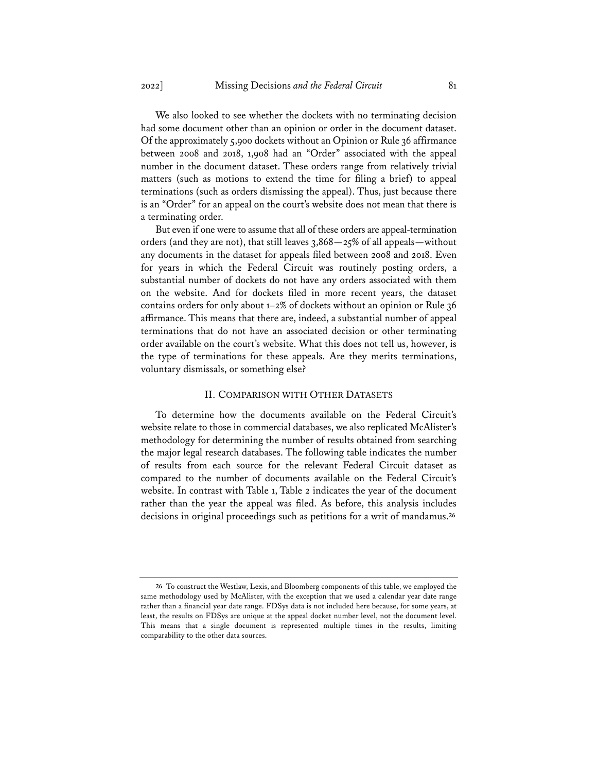We also looked to see whether the dockets with no terminating decision had some document other than an opinion or order in the document dataset. Of the approximately 5,900 dockets without an Opinion or Rule 36 affirmance between 2008 and 2018, 1,908 had an "Order" associated with the appeal number in the document dataset. These orders range from relatively trivial matters (such as motions to extend the time for filing a brief) to appeal terminations (such as orders dismissing the appeal). Thus, just because there is an "Order" for an appeal on the court's website does not mean that there is a terminating order.

But even if one were to assume that all of these orders are appeal-termination orders (and they are not), that still leaves 3,868—25% of all appeals—without any documents in the dataset for appeals filed between 2008 and 2018. Even for years in which the Federal Circuit was routinely posting orders, a substantial number of dockets do not have any orders associated with them on the website. And for dockets filed in more recent years, the dataset contains orders for only about 1–2% of dockets without an opinion or Rule 36 affirmance. This means that there are, indeed, a substantial number of appeal terminations that do not have an associated decision or other terminating order available on the court's website. What this does not tell us, however, is the type of terminations for these appeals. Are they merits terminations, voluntary dismissals, or something else?

## II. Comparison with Other Datasets

To determine how the documents available on the Federal Circuit's website relate to those in commercial databases, we also replicated McAlister's methodology for determining the number of results obtained from searching the major legal research databases. The following table indicates the number of results from each source for the relevant Federal Circuit dataset as compared to the number of documents available on the Federal Circuit's website. In contrast with Table 1, Table 2 indicates the year of the document rather than the year the appeal was filed. As before, this analysis includes decisions in original proceedings such as petitions for a writ of mandamus.[26]

---

[26] To construct the Westlaw, Lexis, and Bloomberg components of this table, we employed the same methodology used by McAlister, with the exception that we used a calendar year date range rather than a financial year date range. FDSys data is not included here because, for some years, at least, the results on FDSys are unique at the appeal docket number level, not the document level. This means that a single document is represented multiple times in the results, limiting comparability to the other data sources.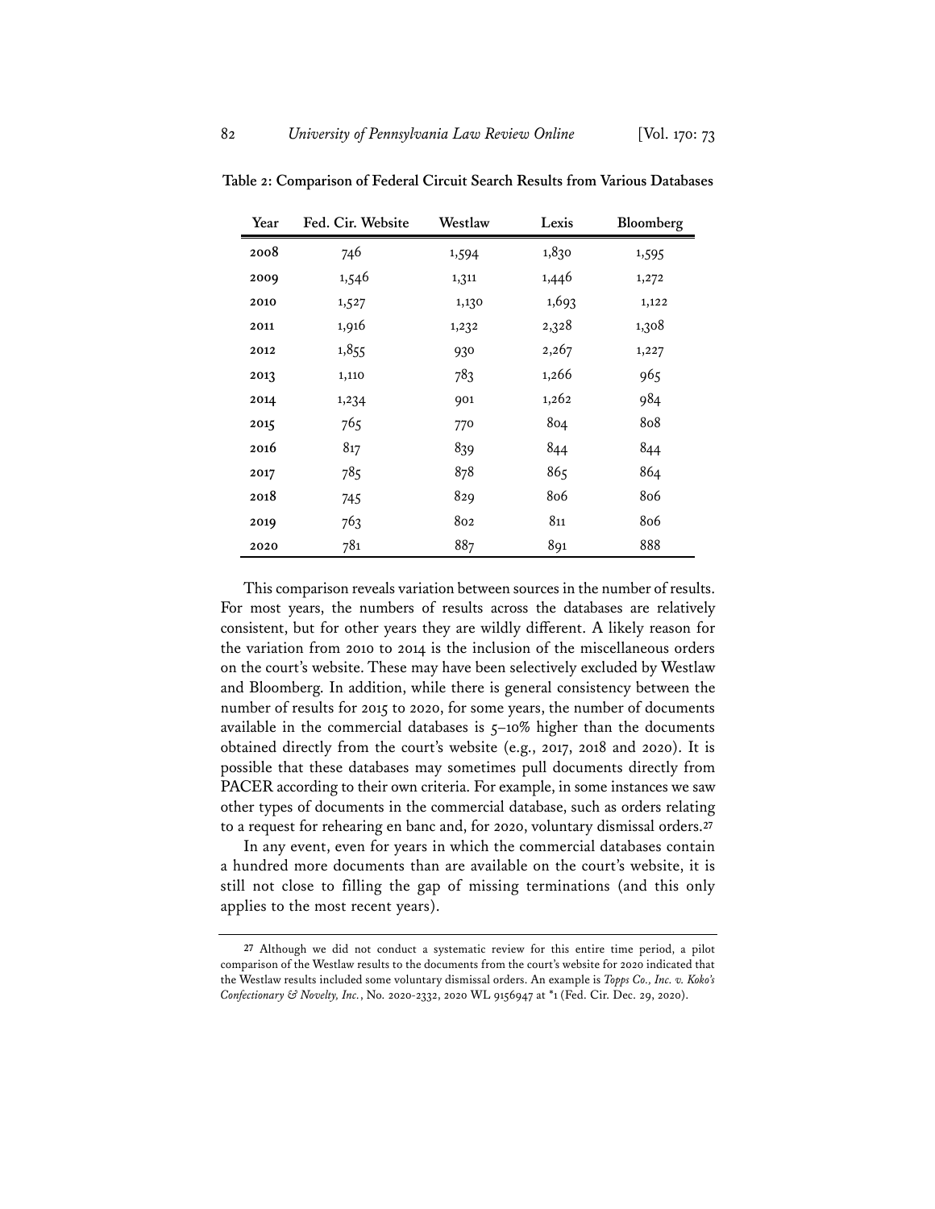**Table 2: Comparison of Federal Circuit Search Results from Various Databases**

| Year | Fed. Cir. Website | Westlaw | Lexis | Bloomberg |
|---|---|---|---|---|
| 2008 | 746 | 1,594 | 1,830 | 1,595 |
| 2009 | 1,546 | 1,311 | 1,446 | 1,272 |
| 2010 | 1,527 | 1,130 | 1,693 | 1,122 |
| 2011 | 1,916 | 1,232 | 2,328 | 1,308 |
| 2012 | 1,855 | 930 | 2,267 | 1,227 |
| 2013 | 1,110 | 783 | 1,266 | 965 |
| 2014 | 1,234 | 901 | 1,262 | 984 |
| 2015 | 765 | 770 | 804 | 808 |
| 2016 | 817 | 839 | 844 | 844 |
| 2017 | 785 | 878 | 865 | 864 |
| 2018 | 745 | 829 | 806 | 806 |
| 2019 | 763 | 802 | 811 | 806 |
| 2020 | 781 | 887 | 891 | 888 |

This comparison reveals variation between sources in the number of results. For most years, the numbers of results across the databases are relatively consistent, but for other years they are wildly different. A likely reason for the variation from 2010 to 2014 is the inclusion of the miscellaneous orders on the court's website. These may have been selectively excluded by Westlaw and Bloomberg. In addition, while there is general consistency between the number of results for 2015 to 2020, for some years, the number of documents available in the commercial databases is 5–10% higher than the documents obtained directly from the court's website (e.g., 2017, 2018 and 2020). It is possible that these databases may sometimes pull documents directly from PACER according to their own criteria. For example, in some instances we saw other types of documents in the commercial database, such as orders relating to a request for rehearing en banc and, for 2020, voluntary dismissal orders.[27]

In any event, even for years in which the commercial databases contain a hundred more documents than are available on the court's website, it is still not close to filling the gap of missing terminations (and this only applies to the most recent years).

[27] Although we did not conduct a systematic review for this entire time period, a pilot comparison of the Westlaw results to the documents from the court's website for 2020 indicated that the Westlaw results included some voluntary dismissal orders. An example is *Topps Co., Inc. v. Koko's Confectionary & Novelty, Inc.*, No. 2020-2332, 2020 WL 9156947 at *1 (Fed. Cir. Dec. 29, 2020).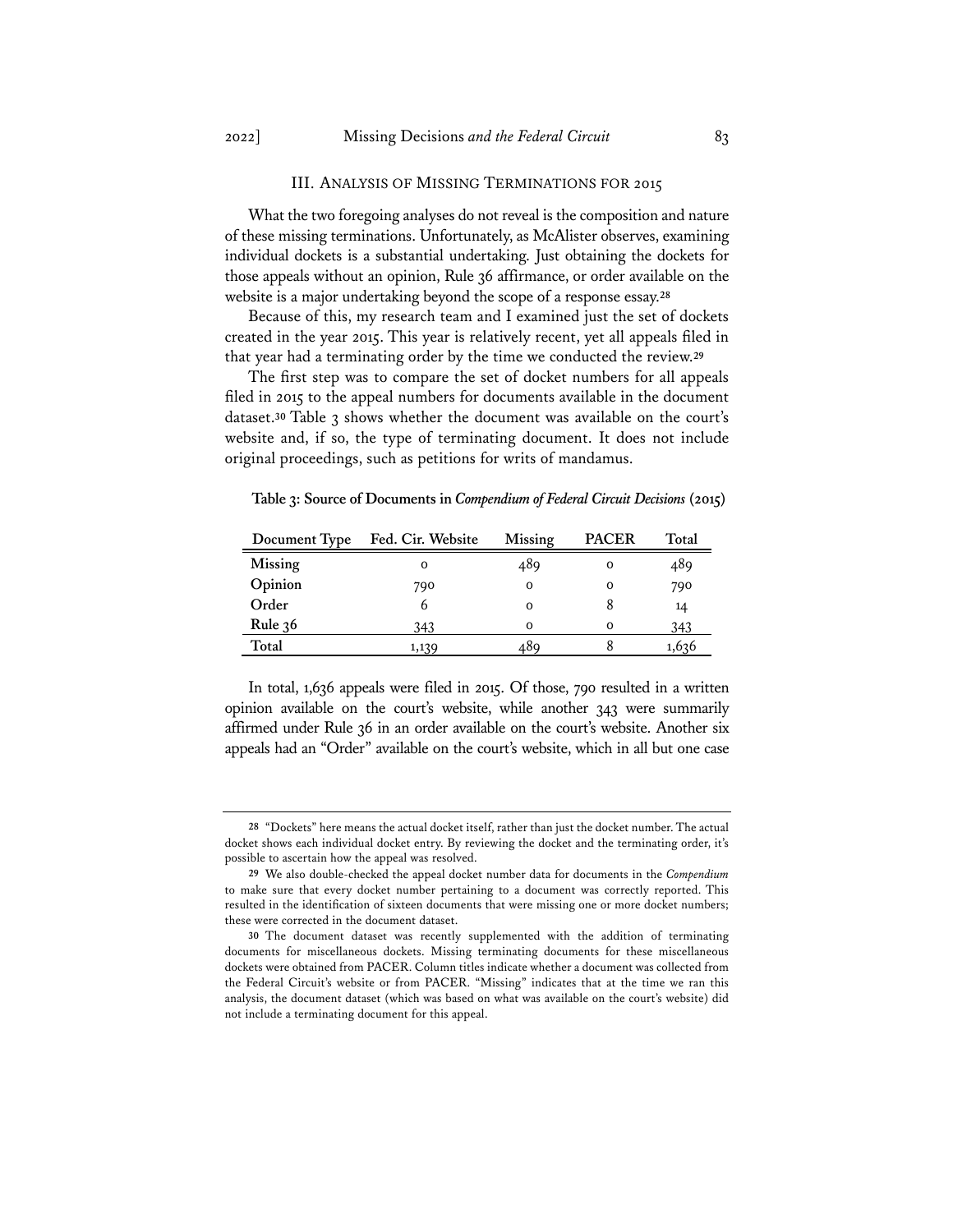## III. Analysis of Missing Terminations for 2015

What the two foregoing analyses do not reveal is the composition and nature of these missing terminations. Unfortunately, as McAlister observes, examining individual dockets is a substantial undertaking. Just obtaining the dockets for those appeals without an opinion, Rule 36 affirmance, or order available on the website is a major undertaking beyond the scope of a response essay.[28]

Because of this, my research team and I examined just the set of dockets created in the year 2015. This year is relatively recent, yet all appeals filed in that year had a terminating order by the time we conducted the review.[29]

The first step was to compare the set of docket numbers for all appeals filed in 2015 to the appeal numbers for documents available in the document dataset.[30] Table 3 shows whether the document was available on the court's website and, if so, the type of terminating document. It does not include original proceedings, such as petitions for writs of mandamus.

**Table 3: Source of Documents in *Compendium of Federal Circuit Decisions* (2015)**

| Document Type | Fed. Cir. Website | Missing | PACER | Total |
|---|---|---|---|---|
| **Missing** | 0 | 489 | 0 | 489 |
| **Opinion** | 790 | 0 | 0 | 790 |
| **Order** | 6 | 0 | 8 | 14 |
| **Rule 36** | 343 | 0 | 0 | 343 |
| **Total** | 1,139 | 489 | 8 | 1,636 |

In total, 1,636 appeals were filed in 2015. Of those, 790 resulted in a written opinion available on the court's website, while another 343 were summarily affirmed under Rule 36 in an order available on the court's website. Another six appeals had an "Order" available on the court's website, which in all but one case

---

[28] "Dockets" here means the actual docket itself, rather than just the docket number. The actual docket shows each individual docket entry. By reviewing the docket and the terminating order, it's possible to ascertain how the appeal was resolved.

[29] We also double-checked the appeal docket number data for documents in the *Compendium* to make sure that every docket number pertaining to a document was correctly reported. This resulted in the identification of sixteen documents that were missing one or more docket numbers; these were corrected in the document dataset.

[30] The document dataset was recently supplemented with the addition of terminating documents for miscellaneous dockets. Missing terminating documents for these miscellaneous dockets were obtained from PACER. Column titles indicate whether a document was collected from the Federal Circuit's website or from PACER. "Missing" indicates that at the time we ran this analysis, the document dataset (which was based on what was available on the court's website) did not include a terminating document for this appeal.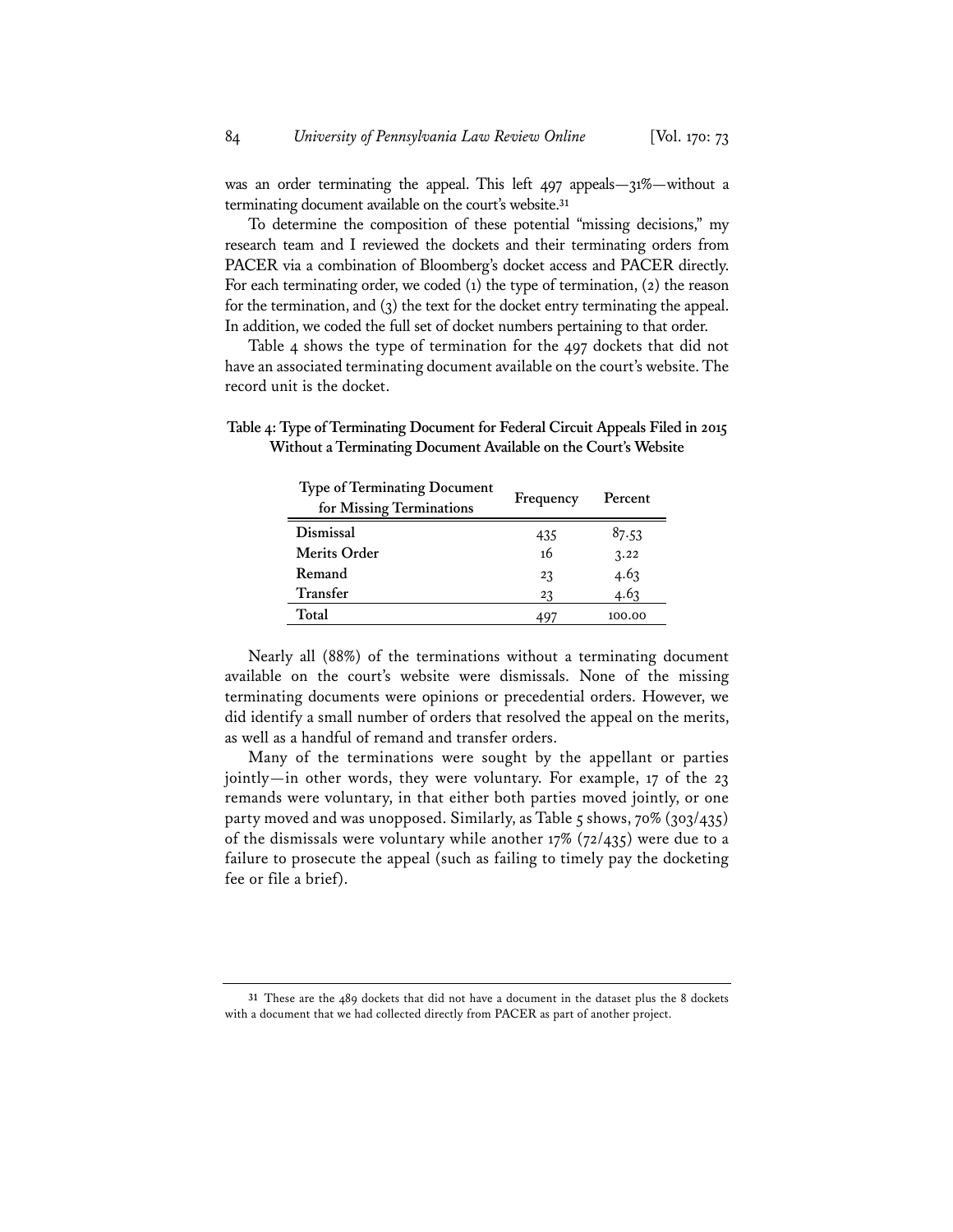was an order terminating the appeal. This left 497 appeals—31%—without a terminating document available on the court's website.[31]

To determine the composition of these potential "missing decisions," my research team and I reviewed the dockets and their terminating orders from PACER via a combination of Bloomberg's docket access and PACER directly. For each terminating order, we coded (1) the type of termination, (2) the reason for the termination, and (3) the text for the docket entry terminating the appeal. In addition, we coded the full set of docket numbers pertaining to that order.

Table 4 shows the type of termination for the 497 dockets that did not have an associated terminating document available on the court's website. The record unit is the docket.

**Table 4: Type of Terminating Document for Federal Circuit Appeals Filed in 2015 Without a Terminating Document Available on the Court's Website**

| Type of Terminating Document for Missing Terminations | Frequency | Percent |
|---|---|---|
| **Dismissal** | 435 | 87.53 |
| **Merits Order** | 16 | 3.22 |
| **Remand** | 23 | 4.63 |
| **Transfer** | 23 | 4.63 |
| **Total** | 497 | 100.00 |

Nearly all (88%) of the terminations without a terminating document available on the court's website were dismissals. None of the missing terminating documents were opinions or precedential orders. However, we did identify a small number of orders that resolved the appeal on the merits, as well as a handful of remand and transfer orders.

Many of the terminations were sought by the appellant or parties jointly—in other words, they were voluntary. For example, 17 of the 23 remands were voluntary, in that either both parties moved jointly, or one party moved and was unopposed. Similarly, as Table 5 shows, 70% (303/435) of the dismissals were voluntary while another 17% (72/435) were due to a failure to prosecute the appeal (such as failing to timely pay the docketing fee or file a brief).

[31] These are the 489 dockets that did not have a document in the dataset plus the 8 dockets with a document that we had collected directly from PACER as part of another project.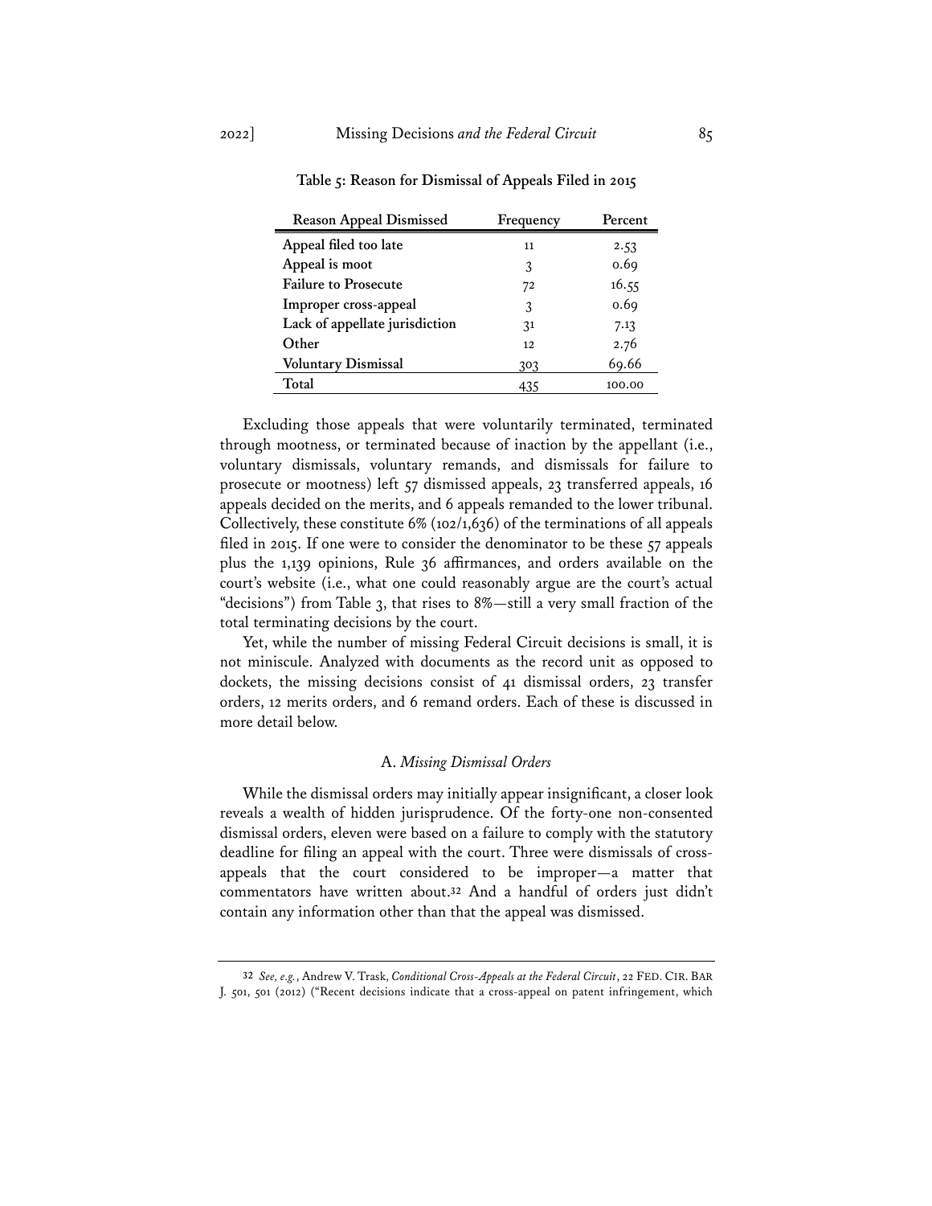**Table 5: Reason for Dismissal of Appeals Filed in 2015**

| Reason Appeal Dismissed | Frequency | Percent |
|---|---|---|
| Appeal filed too late | 11 | 2.53 |
| Appeal is moot | 3 | 0.69 |
| Failure to Prosecute | 72 | 16.55 |
| Improper cross-appeal | 3 | 0.69 |
| Lack of appellate jurisdiction | 31 | 7.13 |
| Other | 12 | 2.76 |
| Voluntary Dismissal | 303 | 69.66 |
| Total | 435 | 100.00 |

Excluding those appeals that were voluntarily terminated, terminated through mootness, or terminated because of inaction by the appellant (i.e., voluntary dismissals, voluntary remands, and dismissals for failure to prosecute or mootness) left 57 dismissed appeals, 23 transferred appeals, 16 appeals decided on the merits, and 6 appeals remanded to the lower tribunal. Collectively, these constitute 6% (102/1,636) of the terminations of all appeals filed in 2015. If one were to consider the denominator to be these 57 appeals plus the 1,139 opinions, Rule 36 affirmances, and orders available on the court's website (i.e., what one could reasonably argue are the court's actual "decisions") from Table 3, that rises to 8%—still a very small fraction of the total terminating decisions by the court.

Yet, while the number of missing Federal Circuit decisions is small, it is not miniscule. Analyzed with documents as the record unit as opposed to dockets, the missing decisions consist of 41 dismissal orders, 23 transfer orders, 12 merits orders, and 6 remand orders. Each of these is discussed in more detail below.

### A. *Missing Dismissal Orders*

While the dismissal orders may initially appear insignificant, a closer look reveals a wealth of hidden jurisprudence. Of the forty-one non-consented dismissal orders, eleven were based on a failure to comply with the statutory deadline for filing an appeal with the court. Three were dismissals of cross-appeals that the court considered to be improper—a matter that commentators have written about.[32] And a handful of orders just didn't contain any information other than that the appeal was dismissed.

---

[32] *See, e.g.*, Andrew V. Trask, *Conditional Cross-Appeals at the Federal Circuit*, 22 FED. CIR. BAR J. 501, 501 (2012) ("Recent decisions indicate that a cross-appeal on patent infringement, which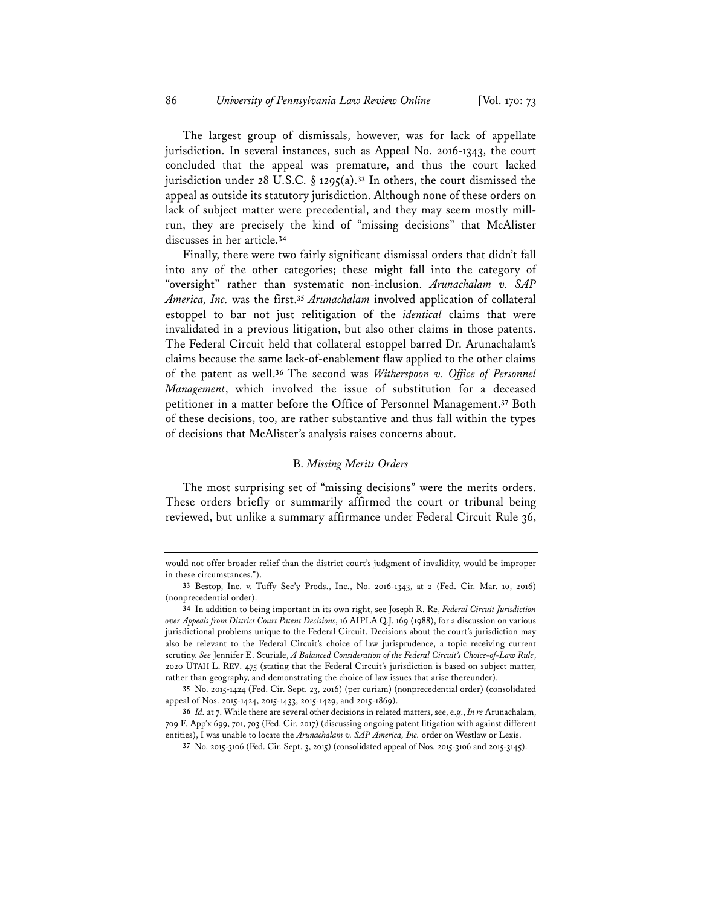The largest group of dismissals, however, was for lack of appellate jurisdiction. In several instances, such as Appeal No. 2016-1343, the court concluded that the appeal was premature, and thus the court lacked jurisdiction under 28 U.S.C. § 1295(a).[33] In others, the court dismissed the appeal as outside its statutory jurisdiction. Although none of these orders on lack of subject matter were precedential, and they may seem mostly mill-run, they are precisely the kind of "missing decisions" that McAlister discusses in her article.[34]

Finally, there were two fairly significant dismissal orders that didn't fall into any of the other categories; these might fall into the category of "oversight" rather than systematic non-inclusion. *Arunachalam v. SAP America, Inc.* was the first.[35] *Arunachalam* involved application of collateral estoppel to bar not just relitigation of the *identical* claims that were invalidated in a previous litigation, but also other claims in those patents. The Federal Circuit held that collateral estoppel barred Dr. Arunachalam's claims because the same lack-of-enablement flaw applied to the other claims of the patent as well.[36] The second was *Witherspoon v. Office of Personnel Management*, which involved the issue of substitution for a deceased petitioner in a matter before the Office of Personnel Management.[37] Both of these decisions, too, are rather substantive and thus fall within the types of decisions that McAlister's analysis raises concerns about.

### B. *Missing Merits Orders*

The most surprising set of "missing decisions" were the merits orders. These orders briefly or summarily affirmed the court or tribunal being reviewed, but unlike a summary affirmance under Federal Circuit Rule 36,

---

would not offer broader relief than the district court's judgment of invalidity, would be improper in these circumstances.").

33 Bestop, Inc. v. Tuffy Sec'y Prods., Inc., No. 2016-1343, at 2 (Fed. Cir. Mar. 10, 2016) (nonprecedential order).

34 In addition to being important in its own right, see Joseph R. Re, *Federal Circuit Jurisdiction over Appeals from District Court Patent Decisions*, 16 AIPLA Q.J. 169 (1988), for a discussion on various jurisdictional problems unique to the Federal Circuit. Decisions about the court's jurisdiction may also be relevant to the Federal Circuit's choice of law jurisprudence, a topic receiving current scrutiny. *See* Jennifer E. Sturiale, *A Balanced Consideration of the Federal Circuit's Choice-of-Law Rule*, 2020 UTAH L. REV. 475 (stating that the Federal Circuit's jurisdiction is based on subject matter, rather than geography, and demonstrating the choice of law issues that arise thereunder).

35 No. 2015-1424 (Fed. Cir. Sept. 23, 2016) (per curiam) (nonprecedential order) (consolidated appeal of Nos. 2015-1424, 2015-1433, 2015-1429, and 2015-1869).

36 *Id.* at 7. While there are several other decisions in related matters, see, e.g., *In re* Arunachalam, 709 F. App'x 699, 701, 703 (Fed. Cir. 2017) (discussing ongoing patent litigation with against different entities), I was unable to locate the *Arunachalam v. SAP America, Inc.* order on Westlaw or Lexis.

37 No. 2015-3106 (Fed. Cir. Sept. 3, 2015) (consolidated appeal of Nos. 2015-3106 and 2015-3145).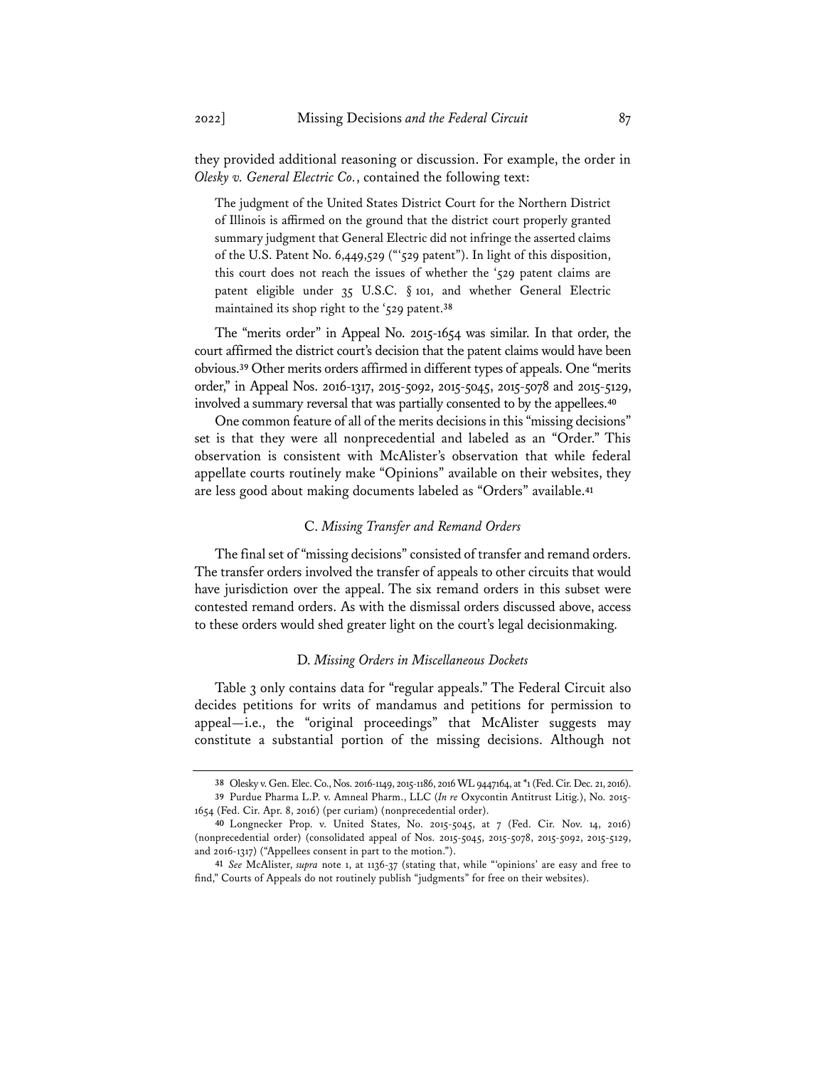they provided additional reasoning or discussion. For example, the order in *Olesky v. General Electric Co.*, contained the following text:

> The judgment of the United States District Court for the Northern District of Illinois is affirmed on the ground that the district court properly granted summary judgment that General Electric did not infringe the asserted claims of the U.S. Patent No. 6,449,529 ("'529 patent"). In light of this disposition, this court does not reach the issues of whether the '529 patent claims are patent eligible under 35 U.S.C. § 101, and whether General Electric maintained its shop right to the '529 patent.[38]

The "merits order" in Appeal No. 2015-1654 was similar. In that order, the court affirmed the district court's decision that the patent claims would have been obvious.[39] Other merits orders affirmed in different types of appeals. One "merits order," in Appeal Nos. 2016-1317, 2015-5092, 2015-5045, 2015-5078 and 2015-5129, involved a summary reversal that was partially consented to by the appellees.[40]

One common feature of all of the merits decisions in this "missing decisions" set is that they were all nonprecedential and labeled as an "Order." This observation is consistent with McAlister's observation that while federal appellate courts routinely make "Opinions" available on their websites, they are less good about making documents labeled as "Orders" available.[41]

### C. *Missing Transfer and Remand Orders*

The final set of "missing decisions" consisted of transfer and remand orders. The transfer orders involved the transfer of appeals to other circuits that would have jurisdiction over the appeal. The six remand orders in this subset were contested remand orders. As with the dismissal orders discussed above, access to these orders would shed greater light on the court's legal decisionmaking.

### D. *Missing Orders in Miscellaneous Dockets*

Table 3 only contains data for "regular appeals." The Federal Circuit also decides petitions for writs of mandamus and petitions for permission to appeal—i.e., the "original proceedings" that McAlister suggests may constitute a substantial portion of the missing decisions. Although not

---

[38] Olesky v. Gen. Elec. Co., Nos. 2016-1149, 2015-1186, 2016 WL 9447164, at *1 (Fed. Cir. Dec. 21, 2016).

[39] Purdue Pharma L.P. v. Amneal Pharm., LLC (*In re* Oxycontin Antitrust Litig.), No. 2015-1654 (Fed. Cir. Apr. 8, 2016) (per curiam) (nonprecedential order).

[40] Longnecker Prop. v. United States, No. 2015-5045, at 7 (Fed. Cir. Nov. 14, 2016) (nonprecedential order) (consolidated appeal of Nos. 2015-5045, 2015-5078, 2015-5092, 2015-5129, and 2016-1317) ("Appellees consent in part to the motion.").

[41] *See* McAlister, *supra* note 1, at 1136-37 (stating that, while "'opinions' are easy and free to find," Courts of Appeals do not routinely publish "judgments" for free on their websites).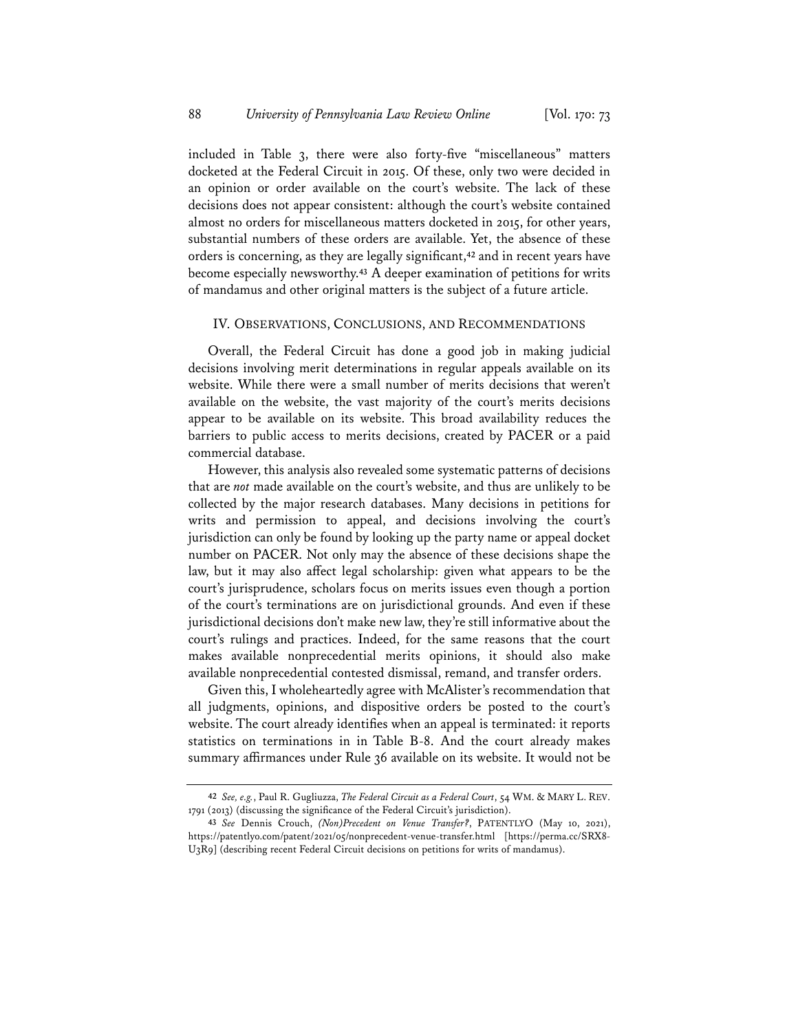included in Table 3, there were also forty-five "miscellaneous" matters docketed at the Federal Circuit in 2015. Of these, only two were decided in an opinion or order available on the court's website. The lack of these decisions does not appear consistent: although the court's website contained almost no orders for miscellaneous matters docketed in 2015, for other years, substantial numbers of these orders are available. Yet, the absence of these orders is concerning, as they are legally significant,[42] and in recent years have become especially newsworthy.[43] A deeper examination of petitions for writs of mandamus and other original matters is the subject of a future article.

## IV. Observations, Conclusions, and Recommendations

Overall, the Federal Circuit has done a good job in making judicial decisions involving merit determinations in regular appeals available on its website. While there were a small number of merits decisions that weren't available on the website, the vast majority of the court's merits decisions appear to be available on its website. This broad availability reduces the barriers to public access to merits decisions, created by PACER or a paid commercial database.

However, this analysis also revealed some systematic patterns of decisions that are *not* made available on the court's website, and thus are unlikely to be collected by the major research databases. Many decisions in petitions for writs and permission to appeal, and decisions involving the court's jurisdiction can only be found by looking up the party name or appeal docket number on PACER. Not only may the absence of these decisions shape the law, but it may also affect legal scholarship: given what appears to be the court's jurisprudence, scholars focus on merits issues even though a portion of the court's terminations are on jurisdictional grounds. And even if these jurisdictional decisions don't make new law, they're still informative about the court's rulings and practices. Indeed, for the same reasons that the court makes available nonprecedential merits opinions, it should also make available nonprecedential contested dismissal, remand, and transfer orders.

Given this, I wholeheartedly agree with McAlister's recommendation that all judgments, opinions, and dispositive orders be posted to the court's website. The court already identifies when an appeal is terminated: it reports statistics on terminations in in Table B-8. And the court already makes summary affirmances under Rule 36 available on its website. It would not be

---

42 *See, e.g.*, Paul R. Gugliuzza, *The Federal Circuit as a Federal Court*, 54 WM. & MARY L. REV. 1791 (2013) (discussing the significance of the Federal Circuit's jurisdiction).

43 *See* Dennis Crouch, *(Non)Precedent on Venue Transfer?*, PATENTLYO (May 10, 2021), https://patentlyo.com/patent/2021/05/nonprecedent-venue-transfer.html [https://perma.cc/SRX8-U3R9] (describing recent Federal Circuit decisions on petitions for writs of mandamus).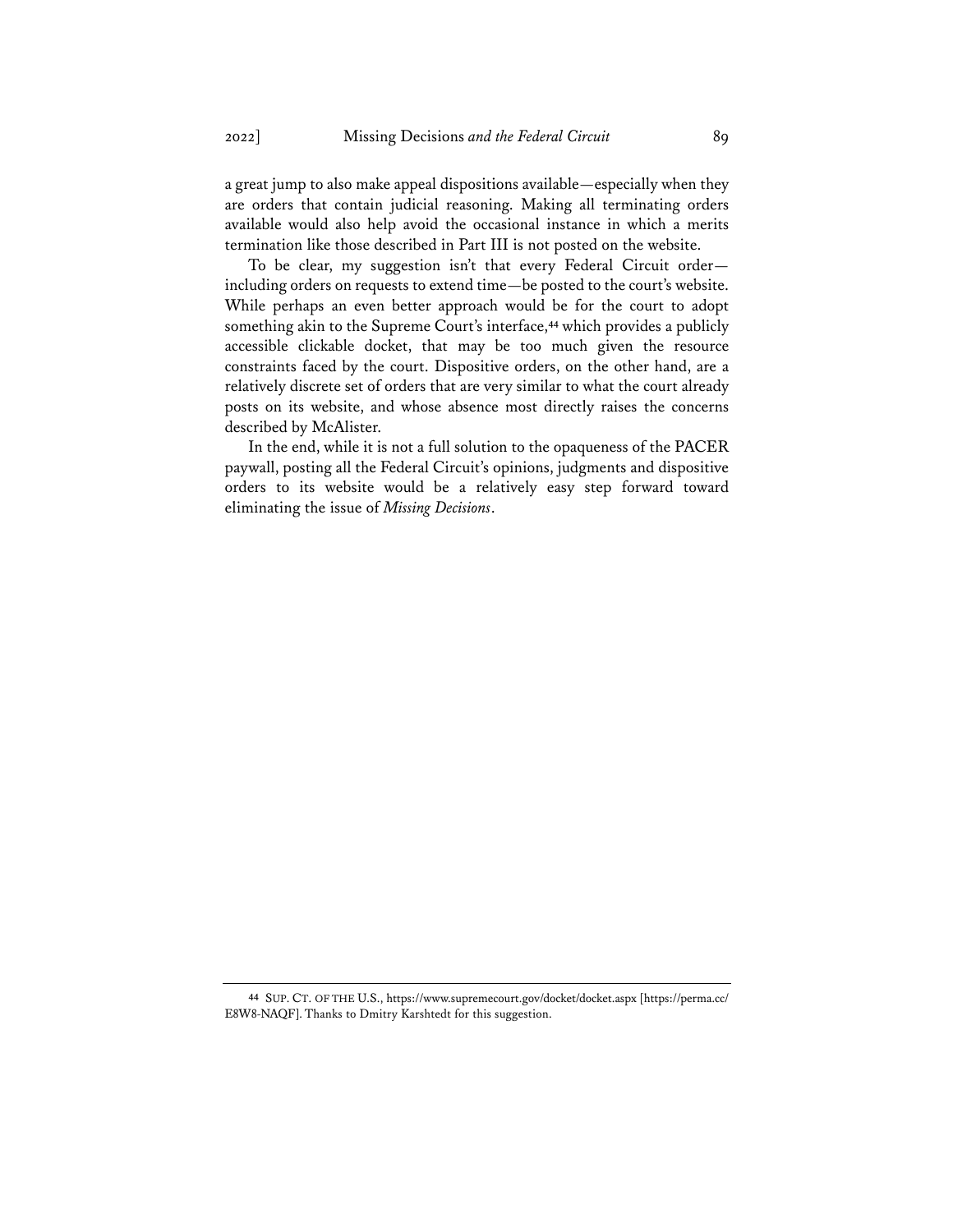a great jump to also make appeal dispositions available—especially when they are orders that contain judicial reasoning. Making all terminating orders available would also help avoid the occasional instance in which a merits termination like those described in Part III is not posted on the website.

To be clear, my suggestion isn't that every Federal Circuit order—including orders on requests to extend time—be posted to the court's website. While perhaps an even better approach would be for the court to adopt something akin to the Supreme Court's interface,[44] which provides a publicly accessible clickable docket, that may be too much given the resource constraints faced by the court. Dispositive orders, on the other hand, are a relatively discrete set of orders that are very similar to what the court already posts on its website, and whose absence most directly raises the concerns described by McAlister.

In the end, while it is not a full solution to the opaqueness of the PACER paywall, posting all the Federal Circuit's opinions, judgments and dispositive orders to its website would be a relatively easy step forward toward eliminating the issue of *Missing Decisions*.

---

[44] SUP. CT. OF THE U.S., https://www.supremecourt.gov/docket/docket.aspx [https://perma.cc/E8W8-NAQF]. Thanks to Dmitry Karshtedt for this suggestion.